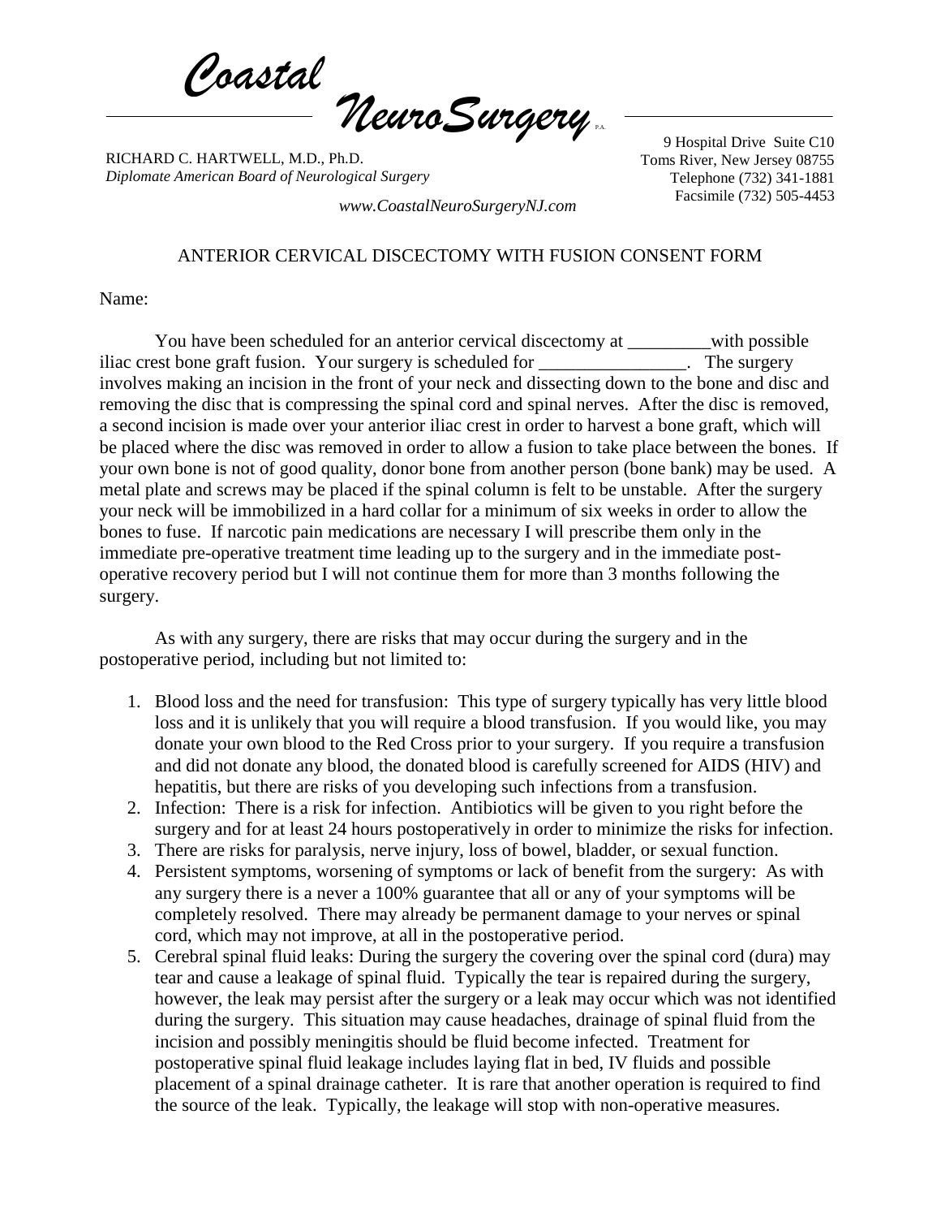# *Coastal NeuroSurgery* P.A.

RICHARD C. HARTWELL, M.D., Ph.D.
*Diplomate American Board of Neurological Surgery*

9 Hospital Drive Suite C10
Toms River, New Jersey 08755
Telephone (732) 341-1881
Facsimile (732) 505-4453

*www.CoastalNeuroSurgeryNJ.com*

## ANTERIOR CERVICAL DISCECTOMY WITH FUSION CONSENT FORM

Name:

You have been scheduled for an anterior cervical discectomy at _________with possible iliac crest bone graft fusion. Your surgery is scheduled for ________________. The surgery involves making an incision in the front of your neck and dissecting down to the bone and disc and removing the disc that is compressing the spinal cord and spinal nerves. After the disc is removed, a second incision is made over your anterior iliac crest in order to harvest a bone graft, which will be placed where the disc was removed in order to allow a fusion to take place between the bones. If your own bone is not of good quality, donor bone from another person (bone bank) may be used. A metal plate and screws may be placed if the spinal column is felt to be unstable. After the surgery your neck will be immobilized in a hard collar for a minimum of six weeks in order to allow the bones to fuse. If narcotic pain medications are necessary I will prescribe them only in the immediate pre-operative treatment time leading up to the surgery and in the immediate post-operative recovery period but I will not continue them for more than 3 months following the surgery.

As with any surgery, there are risks that may occur during the surgery and in the postoperative period, including but not limited to:

1. Blood loss and the need for transfusion: This type of surgery typically has very little blood loss and it is unlikely that you will require a blood transfusion. If you would like, you may donate your own blood to the Red Cross prior to your surgery. If you require a transfusion and did not donate any blood, the donated blood is carefully screened for AIDS (HIV) and hepatitis, but there are risks of you developing such infections from a transfusion.
2. Infection: There is a risk for infection. Antibiotics will be given to you right before the surgery and for at least 24 hours postoperatively in order to minimize the risks for infection.
3. There are risks for paralysis, nerve injury, loss of bowel, bladder, or sexual function.
4. Persistent symptoms, worsening of symptoms or lack of benefit from the surgery: As with any surgery there is a never a 100% guarantee that all or any of your symptoms will be completely resolved. There may already be permanent damage to your nerves or spinal cord, which may not improve, at all in the postoperative period.
5. Cerebral spinal fluid leaks: During the surgery the covering over the spinal cord (dura) may tear and cause a leakage of spinal fluid. Typically the tear is repaired during the surgery, however, the leak may persist after the surgery or a leak may occur which was not identified during the surgery. This situation may cause headaches, drainage of spinal fluid from the incision and possibly meningitis should be fluid become infected. Treatment for postoperative spinal fluid leakage includes laying flat in bed, IV fluids and possible placement of a spinal drainage catheter. It is rare that another operation is required to find the source of the leak. Typically, the leakage will stop with non-operative measures.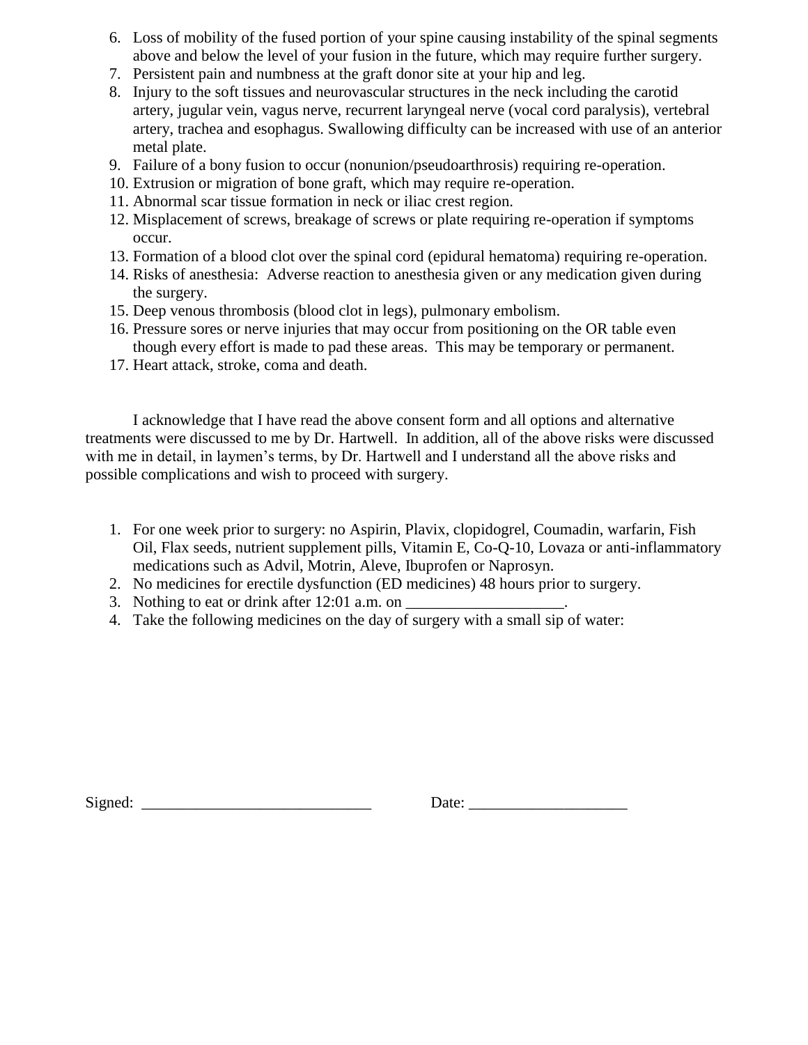6. Loss of mobility of the fused portion of your spine causing instability of the spinal segments above and below the level of your fusion in the future, which may require further surgery.
7. Persistent pain and numbness at the graft donor site at your hip and leg.
8. Injury to the soft tissues and neurovascular structures in the neck including the carotid artery, jugular vein, vagus nerve, recurrent laryngeal nerve (vocal cord paralysis), vertebral artery, trachea and esophagus. Swallowing difficulty can be increased with use of an anterior metal plate.
9. Failure of a bony fusion to occur (nonunion/pseudoarthrosis) requiring re-operation.
10. Extrusion or migration of bone graft, which may require re-operation.
11. Abnormal scar tissue formation in neck or iliac crest region.
12. Misplacement of screws, breakage of screws or plate requiring re-operation if symptoms occur.
13. Formation of a blood clot over the spinal cord (epidural hematoma) requiring re-operation.
14. Risks of anesthesia: Adverse reaction to anesthesia given or any medication given during the surgery.
15. Deep venous thrombosis (blood clot in legs), pulmonary embolism.
16. Pressure sores or nerve injuries that may occur from positioning on the OR table even though every effort is made to pad these areas. This may be temporary or permanent.
17. Heart attack, stroke, coma and death.

I acknowledge that I have read the above consent form and all options and alternative treatments were discussed to me by Dr. Hartwell. In addition, all of the above risks were discussed with me in detail, in laymen's terms, by Dr. Hartwell and I understand all the above risks and possible complications and wish to proceed with surgery.

1. For one week prior to surgery: no Aspirin, Plavix, clopidogrel, Coumadin, warfarin, Fish Oil, Flax seeds, nutrient supplement pills, Vitamin E, Co-Q-10, Lovaza or anti-inflammatory medications such as Advil, Motrin, Aleve, Ibuprofen or Naprosyn.
2. No medicines for erectile dysfunction (ED medicines) 48 hours prior to surgery.
3. Nothing to eat or drink after 12:01 a.m. on ___________________.
4. Take the following medicines on the day of surgery with a small sip of water:

Signed: ____________________________ Date: ___________________